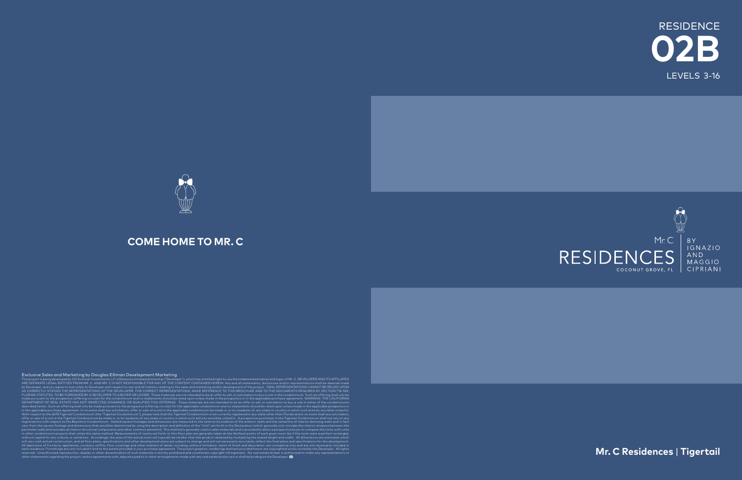# RESIDENCE

# 02B

LEVELS 3-16

Mr. C
RESIDENCES
COCONUT GROVE, FL

BY
IGNAZIO
AND
MAGGIO
CIPRIANI

## COME HOME TO MR. C

Exclusive Sales and Marketing by Douglas Elliman Development Marketing

This project is being developed by CG Summer Investments, LP, a Delaware limited partnership ("Developer"), which has a limited right to use the trademarked names and logos of Mr. C. DEVELOPER AND IT'S AFFILIATES ARE SEPARATE LEGAL ENTITIES FROM MR. C, AND MR. C IS NOT RESPONSIBLE FOR ANY OF THE CONTENT CONTAINED HEREIN. Any and all statements, disclosures and/or representations shall be deemed made by Developer, and you agree to look solely to Developer with respect to any and all matters relating to the sales and marketing and/or development of the project. ORAL REPRESENTATIONS CANNOT BE RELIED UPON AS CORRECTLY STATING THE REPRESENTATIONS OF THE DEVELOPER. FOR CORRECT REPRESENTATIONS, MAKE REFERENCE TO THIS BROCHURE AND TO THE DOCUMENTS REQUIRED BY SECTION 718.503, FLORIDA STATUTES, TO BE FURNISHED BY A DEVELOPER TO A BUYER OR LESSEE. These materials are not intended to be an offer to sell, or solicitation to buy a unit in the condominium. Such an offering shall only be made pursuant to the prospectus (offering circular) for the condominium and no statements should be relied upon unless made in the prospectus or in the applicable purchase agreement. WARNING: THE CALIFORNIA DEPARTMENT OF REAL ESTATE HAS NOT INSPECTED, EXAMINED, OR QUALIFIED THIS OFFERING. These materials are not intended to be an offer to sell, or solicitation to buy a unit in either of the condominiums described herein. Such an offering shall only be made pursuant to the prospectus (offering circular) for the applicable condominium and no statements should be relied upon unless made in the applicable prospectus or in the applicable purchase agreement. In no event shall any solicitation, offer or sale of a unit in the applicable condominium be made in, or to residents of, any state or country in which such activity would be unlawful. With respect to the 2678 Tigertail Condominium (the "Tigertail Condominium"), please note that the Tigertail Condominium is not currently registered in any state other than Florida and in no event shall any solicitation, offer or sale of a unit in the Tigertail Condominium be made in, or to residents of, any state or country in which such activity would be unlawful. A prospective purchaser in the Tigertail Condominium shall not rely on any registrations with respect to the Bayshore Condominium. Stated square footages and dimensions are measured to the exterior boundaries of the exterior walls and the centerline of interior demising walls and in fact vary from the square footage and dimensions that would be determined by using the description and definition of the "Unit" set forth in the Declaration (which generally only includes the interior airspace between the perimeter walls and excludes all interior structural components and other common elements). This method is generally used in sales materials and is provided to allow a prospective buyer to compare the Units with units in other condominium projects that utilize the same method. Measurements of rooms set forth on this floor plan are generally taken at the farthest points of each given room (as if the room were a perfect rectangle), without regard for any cutouts or variations. Accordingly, the area of the actual room will typically be smaller than the product obtained by multiplying the stated length and width. All dimensions are estimates which will vary with actual construction, and all floor plans, specifications and other development plans are subject to change and will not necessarily accurately reflect the final plans and specifications for the development. All depictions of furniture, appliances, counters, soffits, floor coverings and other matters of detail, including, without limitation, items of finish and decoration, are conceptual only and are not necessarily included in each residence. Furnishings are only included if and to the extent provided in your purchase agreement. The project graphics, renderings and text provided herein are copyrighted works owned by the Developer. All rights reserved. Unauthorized reproduction, display or other dissemination of such materials is strictly prohibited and constitutes copyright infringement. No real estate broker is authorized to make any representations or other statements regarding the project, and no agreements with, deposits paid to or other arrangements made with any real estate broker are or shall be binding on the Developer.

**Mr. C Residences | Tigertail**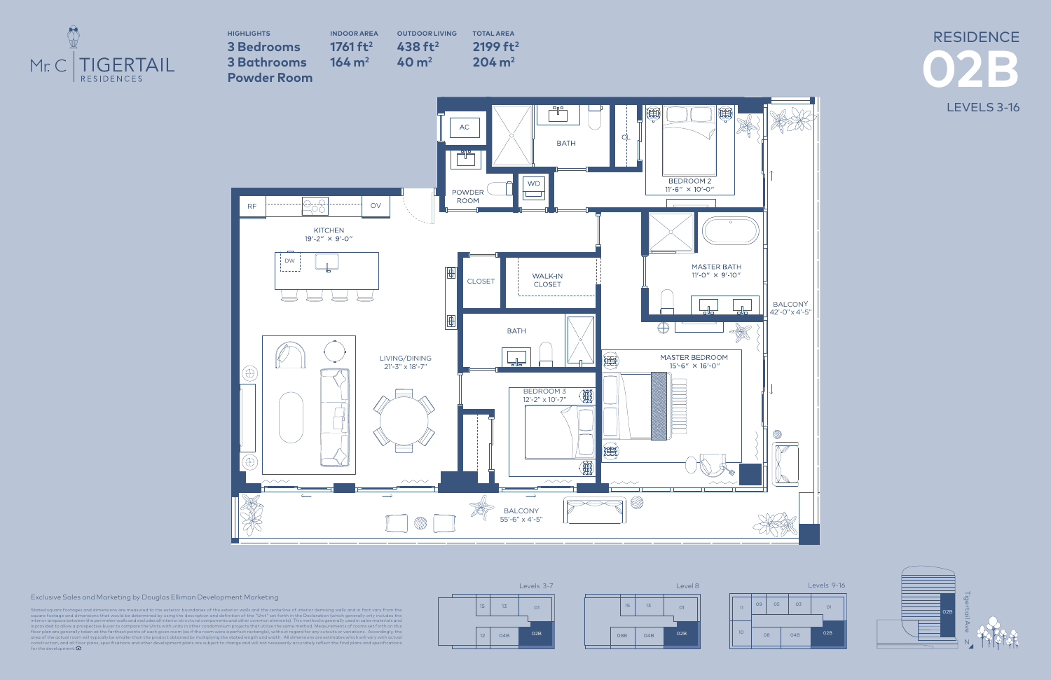Mr. C | TIGERTAIL RESIDENCES

| HIGHLIGHTS | INDOOR AREA | OUTDOOR LIVING | TOTAL AREA |
| --- | --- | --- | --- |
| **3 Bedrooms** | **1761 ft²** | **438 ft²** | **2199 ft²** |
| **3 Bathrooms** | **164 m²** | **40 m²** | **204 m²** |
| **Powder Room** | | | |

# RESIDENCE 02B

LEVELS 3-16

AC

BATH

BEDROOM 2
11'-6" × 10'-0"

WD

POWDER ROOM

RF

OV

KITCHEN
19'-2" × 9'-0"

DW

CLOSET

WALK-IN CLOSET

MASTER BATH
11'-0" × 9'-10"

BALCONY
42'-0" x 4'-5"

BATH

LIVING/DINING
21'-3" x 18'-7"

MASTER BEDROOM
15'-6" × 16'-0"

BEDROOM 3
12'-2" x 10'-7"

BALCONY
55'-6" x 4'-5"

Exclusive Sales and Marketing by Douglas Elliman Development Marketing

Stated square footages and dimensions are measured to the exterior boundaries of the exterior walls and the centerline of interior demising walls and in fact vary from the square footage and dimensions that would be determined by using the description and definition of the "Unit" set forth in the Declaration (which generally only includes the interior airspace between the perimeter walls and excludes all interior structural components and other common elements). This method is generally used in sales materials and is provided to allow a prospective buyer to compare the Units with units in other condominium projects that utilize the same method. Measurements of rooms set forth on this floor plan are generally taken at the farthest points of each given room (as if the room were a perfect rectangle), without regard for any cutouts or variations. Accordingly, the area of the actual room will typically be smaller than the product obtained by multiplying the stated length and width. All dimensions are estimates which will vary with actual construction, and all floor plans, specifications and other development plans are subject to change and will not necessarily accurately reflect the final plans and specifications for the development.

Levels 3-7

15 | 13 | 01 | 12 | 04B | 02B

Level 8

15 | 13 | 01 | 08B | 04B | 02B

Levels 9-16

11 | 09 | 05 | 03 | 01 | 10 | 08 | 04B | 02B

02B

Tigertail Ave

N